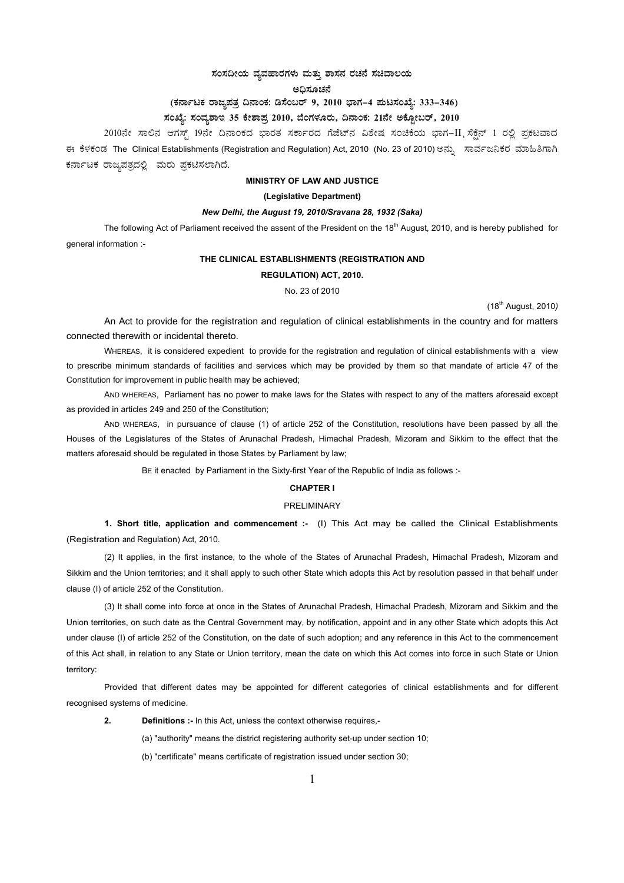**ಸಂಸದೀಯ ವ್ಯವಹಾರಗಳು ಮತ್ತು ಶಾಸನ ರಚನೆ ಸಚಿವಾಲಯ**

**ಅಧಿಸೂಚನೆ**

**(ಕರ್ನಾಟಕ ರಾಜ್ಯಪತ್ರ ದಿನಾಂಕ: ಡಿಸೆಂಬರ್ 9, 2010 ಭಾಗ–4 ಪುಟಸಂಖ್ಯೆ: 333–346)**

**ಸಂಖ್ಯೆ: ಸಂವ್ಯಶಾಇ 35 ಕೇಶಾಪ್ರ 2010, ಬೆಂಗಳೂರು, ದಿನಾಂಕ: 21ನೇ ಅಕ್ಟೋಬರ್, 2010**

2010ನೇ ಸಾಲಿನ ಆಗಸ್ಟ್ 19ನೇ ದಿನಾಂಕದ ಭಾರತ ಸರ್ಕಾರದ ಗೆಜೆಟ್‌ನ ವಿಶೇಷ ಸಂಚಿಕೆಯ ಭಾಗ–II, ಸೆಕ್ಷೆನ್ 1 ರಲ್ಲಿ ಪ್ರಕಟವಾದ ಈ ಕೆಳಕಂಡ The Clinical Establishments (Registration and Regulation) Act, 2010 (No. 23 of 2010) ಅನ್ನು ಸಾರ್ವಜನಿಕರ ಮಾಹಿತಿಗಾಗಿ ಕರ್ನಾಟಕ ರಾಜ್ಯಪತ್ರದಲ್ಲಿ ಮರು ಪ್ರಕಟಿಸಲಾಗಿದೆ.

**MINISTRY OF LAW AND JUSTICE**

**(Legislative Department)**

***New Delhi, the August 19, 2010/Sravana 28, 1932 (Saka)***

The following Act of Parliament received the assent of the President on the 18th August, 2010, and is hereby published for general information :-

**THE CLINICAL ESTABLISHMENTS (REGISTRATION AND REGULATION) ACT, 2010.**

No. 23 of 2010

(18th August, 2010)

An Act to provide for the registration and regulation of clinical establishments in the country and for matters connected therewith or incidental thereto.

WHEREAS, it is considered expedient to provide for the registration and regulation of clinical establishments with a view to prescribe minimum standards of facilities and services which may be provided by them so that mandate of article 47 of the Constitution for improvement in public health may be achieved;

AND WHEREAS, Parliament has no power to make laws for the States with respect to any of the matters aforesaid except as provided in articles 249 and 250 of the Constitution;

AND WHEREAS, in pursuance of clause (1) of article 252 of the Constitution, resolutions have been passed by all the Houses of the Legislatures of the States of Arunachal Pradesh, Himachal Pradesh, Mizoram and Sikkim to the effect that the matters aforesaid should be regulated in those States by Parliament by law;

BE it enacted by Parliament in the Sixty-first Year of the Republic of India as follows :-

## CHAPTER I

### PRELIMINARY

**1. Short title, application and commencement :-** (I) This Act may be called the Clinical Establishments (Registration and Regulation) Act, 2010.

(2) It applies, in the first instance, to the whole of the States of Arunachal Pradesh, Himachal Pradesh, Mizoram and Sikkim and the Union territories; and it shall apply to such other State which adopts this Act by resolution passed in that behalf under clause (I) of article 252 of the Constitution.

(3) It shall come into force at once in the States of Arunachal Pradesh, Himachal Pradesh, Mizoram and Sikkim and the Union territories, on such date as the Central Government may, by notification, appoint and in any other State which adopts this Act under clause (I) of article 252 of the Constitution, on the date of such adoption; and any reference in this Act to the commencement of this Act shall, in relation to any State or Union territory, mean the date on which this Act comes into force in such State or Union territory:

Provided that different dates may be appointed for different categories of clinical establishments and for different recognised systems of medicine.

**2. Definitions :-** In this Act, unless the context otherwise requires,-

(a) "authority" means the district registering authority set-up under section 10;

(b) "certificate" means certificate of registration issued under section 30;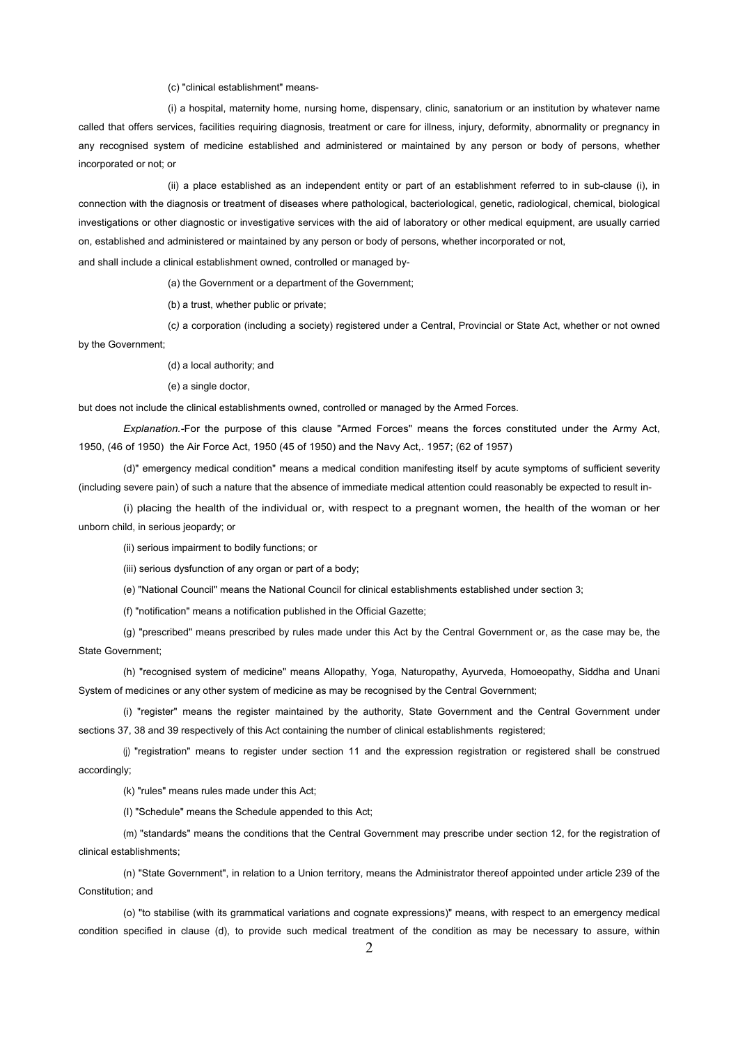(c) "clinical establishment" means-

(i) a hospital, maternity home, nursing home, dispensary, clinic, sanatorium or an institution by whatever name called that offers services, facilities requiring diagnosis, treatment or care for illness, injury, deformity, abnormality or pregnancy in any recognised system of medicine established and administered or maintained by any person or body of persons, whether incorporated or not; or

(ii) a place established as an independent entity or part of an establishment referred to in sub-clause (i), in connection with the diagnosis or treatment of diseases where pathological, bacteriological, genetic, radiological, chemical, biological investigations or other diagnostic or investigative services with the aid of laboratory or other medical equipment, are usually carried on, established and administered or maintained by any person or body of persons, whether incorporated or not,

and shall include a clinical establishment owned, controlled or managed by-

(a) the Government or a department of the Government;

(b) a trust, whether public or private;

(c) a corporation (including a society) registered under a Central, Provincial or State Act, whether or not owned by the Government;

(d) a local authority; and

(e) a single doctor,

but does not include the clinical establishments owned, controlled or managed by the Armed Forces.

*Explanation.*-For the purpose of this clause "Armed Forces" means the forces constituted under the Army Act, 1950, (46 of 1950) the Air Force Act, 1950 (45 of 1950) and the Navy Act,. 1957; (62 of 1957)

(d)" emergency medical condition" means a medical condition manifesting itself by acute symptoms of sufficient severity (including severe pain) of such a nature that the absence of immediate medical attention could reasonably be expected to result in-

(i) placing the health of the individual or, with respect to a pregnant women, the health of the woman or her unborn child, in serious jeopardy; or

(ii) serious impairment to bodily functions; or

(iii) serious dysfunction of any organ or part of a body;

(e) "National Council" means the National Council for clinical establishments established under section 3;

(f) "notification" means a notification published in the Official Gazette;

(g) "prescribed" means prescribed by rules made under this Act by the Central Government or, as the case may be, the State Government;

(h) "recognised system of medicine" means Allopathy, Yoga, Naturopathy, Ayurveda, Homoeopathy, Siddha and Unani System of medicines or any other system of medicine as may be recognised by the Central Government;

(i) "register" means the register maintained by the authority, State Government and the Central Government under sections 37, 38 and 39 respectively of this Act containing the number of clinical establishments registered;

(j) "registration" means to register under section 11 and the expression registration or registered shall be construed accordingly;

(k) "rules" means rules made under this Act;

(l) "Schedule" means the Schedule appended to this Act;

(m) "standards" means the conditions that the Central Government may prescribe under section 12, for the registration of clinical establishments;

(n) "State Government", in relation to a Union territory, means the Administrator thereof appointed under article 239 of the Constitution; and

(o) "to stabilise (with its grammatical variations and cognate expressions)" means, with respect to an emergency medical condition specified in clause (d), to provide such medical treatment of the condition as may be necessary to assure, within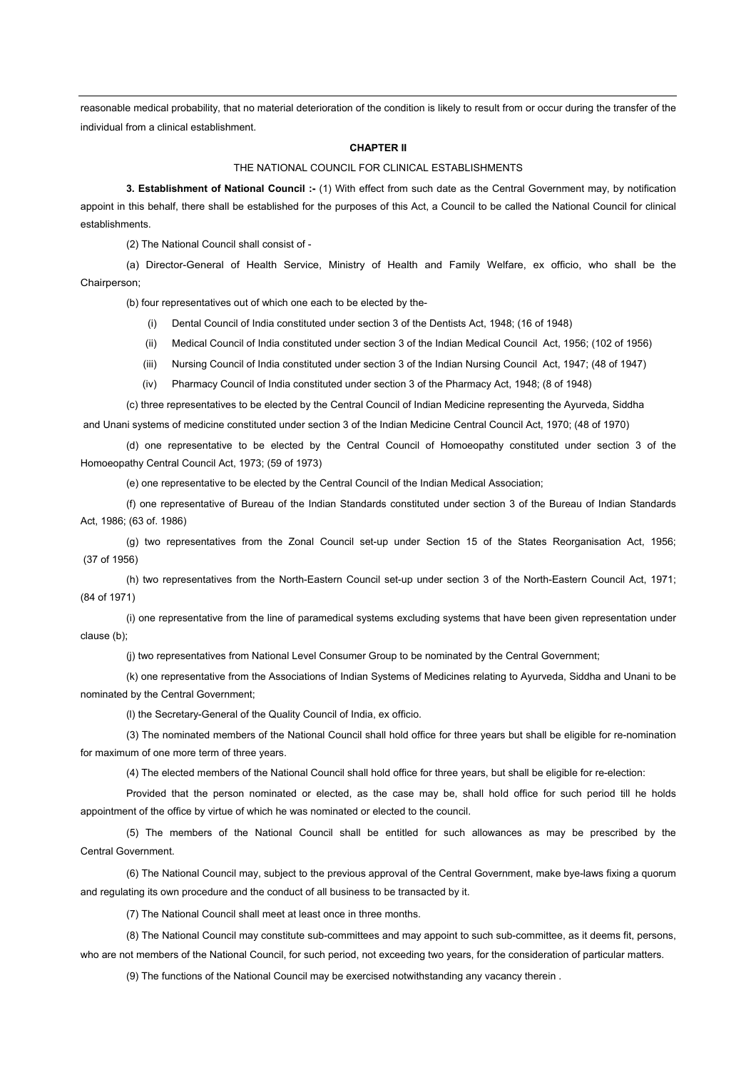reasonable medical probability, that no material deterioration of the condition is likely to result from or occur during the transfer of the individual from a clinical establishment.

## CHAPTER II

### THE NATIONAL COUNCIL FOR CLINICAL ESTABLISHMENTS

**3. Establishment of National Council :-** (1) With effect from such date as the Central Government may, by notification appoint in this behalf, there shall be established for the purposes of this Act, a Council to be called the National Council for clinical establishments.

(2) The National Council shall consist of -

(a) Director-General of Health Service, Ministry of Health and Family Welfare, ex officio, who shall be the Chairperson;

(b) four representatives out of which one each to be elected by the-

(i) Dental Council of India constituted under section 3 of the Dentists Act, 1948; (16 of 1948)

(ii) Medical Council of India constituted under section 3 of the Indian Medical Council Act, 1956; (102 of 1956)

(iii) Nursing Council of India constituted under section 3 of the Indian Nursing Council Act, 1947; (48 of 1947)

(iv) Pharmacy Council of India constituted under section 3 of the Pharmacy Act, 1948; (8 of 1948)

(c) three representatives to be elected by the Central Council of Indian Medicine representing the Ayurveda, Siddha and Unani systems of medicine constituted under section 3 of the Indian Medicine Central Council Act, 1970; (48 of 1970)

(d) one representative to be elected by the Central Council of Homoeopathy constituted under section 3 of the Homoeopathy Central Council Act, 1973; (59 of 1973)

(e) one representative to be elected by the Central Council of the Indian Medical Association;

(f) one representative of Bureau of the Indian Standards constituted under section 3 of the Bureau of Indian Standards Act, 1986; (63 of. 1986)

(g) two representatives from the Zonal Council set-up under Section 15 of the States Reorganisation Act, 1956; (37 of 1956)

(h) two representatives from the North-Eastern Council set-up under section 3 of the North-Eastern Council Act, 1971; (84 of 1971)

(i) one representative from the line of paramedical systems excluding systems that have been given representation under clause (b);

(j) two representatives from National Level Consumer Group to be nominated by the Central Government;

(k) one representative from the Associations of Indian Systems of Medicines relating to Ayurveda, Siddha and Unani to be nominated by the Central Government;

(l) the Secretary-General of the Quality Council of India, ex officio.

(3) The nominated members of the National Council shall hold office for three years but shall be eligible for re-nomination for maximum of one more term of three years.

(4) The elected members of the National Council shall hold office for three years, but shall be eligible for re-election:

Provided that the person nominated or elected, as the case may be, shall hold office for such period till he holds appointment of the office by virtue of which he was nominated or elected to the council.

(5) The members of the National Council shall be entitled for such allowances as may be prescribed by the Central Government.

(6) The National Council may, subject to the previous approval of the Central Government, make bye-laws fixing a quorum and regulating its own procedure and the conduct of all business to be transacted by it.

(7) The National Council shall meet at least once in three months.

(8) The National Council may constitute sub-committees and may appoint to such sub-committee, as it deems fit, persons, who are not members of the National Council, for such period, not exceeding two years, for the consideration of particular matters.

(9) The functions of the National Council may be exercised notwithstanding any vacancy therein .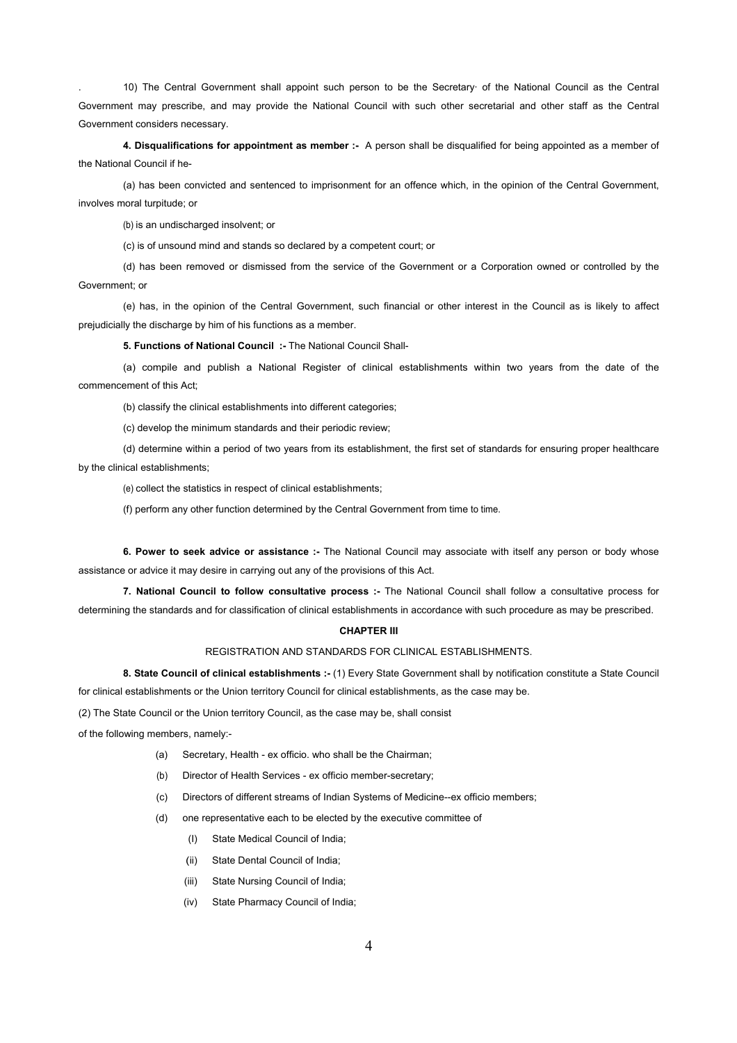. 10) The Central Government shall appoint such person to be the Secretary· of the National Council as the Central Government may prescribe, and may provide the National Council with such other secretarial and other staff as the Central Government considers necessary.

**4. Disqualifications for appointment as member :-** A person shall be disqualified for being appointed as a member of the National Council if he-

(a) has been convicted and sentenced to imprisonment for an offence which, in the opinion of the Central Government, involves moral turpitude; or

(b) is an undischarged insolvent; or

(c) is of unsound mind and stands so declared by a competent court; or

(d) has been removed or dismissed from the service of the Government or a Corporation owned or controlled by the Government; or

(e) has, in the opinion of the Central Government, such financial or other interest in the Council as is likely to affect prejudicially the discharge by him of his functions as a member.

**5. Functions of National Council :-** The National Council Shall-

(a) compile and publish a National Register of clinical establishments within two years from the date of the commencement of this Act;

(b) classify the clinical establishments into different categories;

(c) develop the minimum standards and their periodic review;

(d) determine within a period of two years from its establishment, the first set of standards for ensuring proper healthcare by the clinical establishments;

(e) collect the statistics in respect of clinical establishments;

(f) perform any other function determined by the Central Government from time to time.

**6. Power to seek advice or assistance :-** The National Council may associate with itself any person or body whose assistance or advice it may desire in carrying out any of the provisions of this Act.

**7. National Council to follow consultative process :-** The National Council shall follow a consultative process for determining the standards and for classification of clinical establishments in accordance with such procedure as may be prescribed.

## CHAPTER III

### REGISTRATION AND STANDARDS FOR CLINICAL ESTABLISHMENTS.

**8. State Council of clinical establishments :-** (1) Every State Government shall by notification constitute a State Council for clinical establishments or the Union territory Council for clinical establishments, as the case may be.

(2) The State Council or the Union territory Council, as the case may be, shall consist of the following members, namely:-

(a) Secretary, Health - ex officio. who shall be the Chairman;

(b) Director of Health Services - ex officio member-secretary;

(c) Directors of different streams of Indian Systems of Medicine--ex officio members;

(d) one representative each to be elected by the executive committee of

(I) State Medical Council of India;

(ii) State Dental Council of India;

(iii) State Nursing Council of India;

(iv) State Pharmacy Council of India;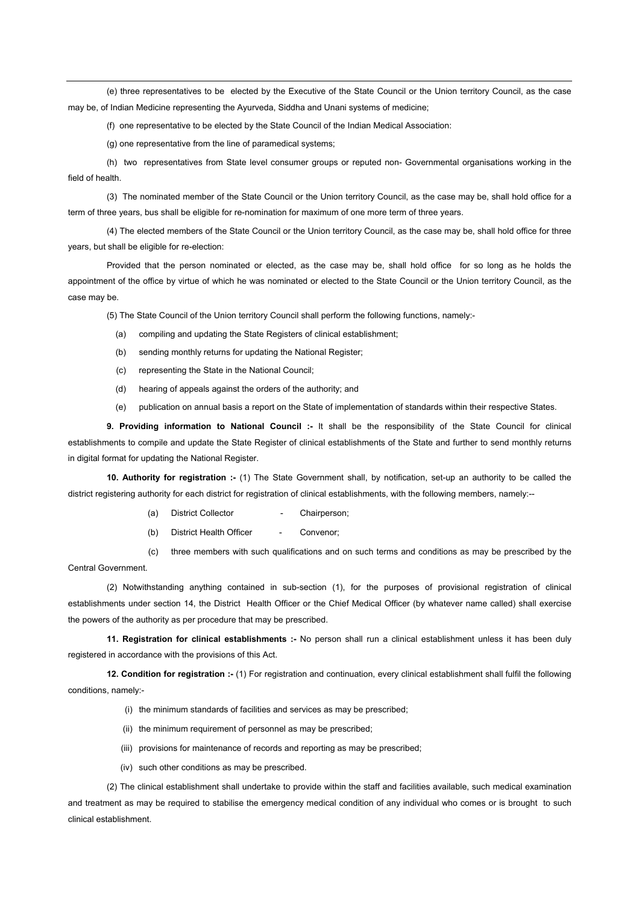(e) three representatives to be elected by the Executive of the State Council or the Union territory Council, as the case may be, of Indian Medicine representing the Ayurveda, Siddha and Unani systems of medicine;

(f) one representative to be elected by the State Council of the Indian Medical Association:

(g) one representative from the line of paramedical systems;

(h) two representatives from State level consumer groups or reputed non- Governmental organisations working in the field of health.

(3) The nominated member of the State Council or the Union territory Council, as the case may be, shall hold office for a term of three years, bus shall be eligible for re-nomination for maximum of one more term of three years.

(4) The elected members of the State Council or the Union territory Council, as the case may be, shall hold office for three years, but shall be eligible for re-election:

Provided that the person nominated or elected, as the case may be, shall hold office for so long as he holds the appointment of the office by virtue of which he was nominated or elected to the State Council or the Union territory Council, as the case may be.

(5) The State Council of the Union territory Council shall perform the following functions, namely:-

(a) compiling and updating the State Registers of clinical establishment;

(b) sending monthly returns for updating the National Register;

(c) representing the State in the National Council;

(d) hearing of appeals against the orders of the authority; and

(e) publication on annual basis a report on the State of implementation of standards within their respective States.

**9. Providing information to National Council :-** It shall be the responsibility of the State Council for clinical establishments to compile and update the State Register of clinical establishments of the State and further to send monthly returns in digital format for updating the National Register.

**10. Authority for registration :-** (1) The State Government shall, by notification, set-up an authority to be called the district registering authority for each district for registration of clinical establishments, with the following members, namely:--

(a) District Collector - Chairperson;

(b) District Health Officer - Convenor;

(c) three members with such qualifications and on such terms and conditions as may be prescribed by the Central Government.

(2) Notwithstanding anything contained in sub-section (1), for the purposes of provisional registration of clinical establishments under section 14, the District Health Officer or the Chief Medical Officer (by whatever name called) shall exercise the powers of the authority as per procedure that may be prescribed.

**11. Registration for clinical establishments :-** No person shall run a clinical establishment unless it has been duly registered in accordance with the provisions of this Act.

**12. Condition for registration :-** (1) For registration and continuation, every clinical establishment shall fulfil the following conditions, namely:-

(i) the minimum standards of facilities and services as may be prescribed;

(ii) the minimum requirement of personnel as may be prescribed;

(iii) provisions for maintenance of records and reporting as may be prescribed;

(iv) such other conditions as may be prescribed.

(2) The clinical establishment shall undertake to provide within the staff and facilities available, such medical examination and treatment as may be required to stabilise the emergency medical condition of any individual who comes or is brought to such clinical establishment.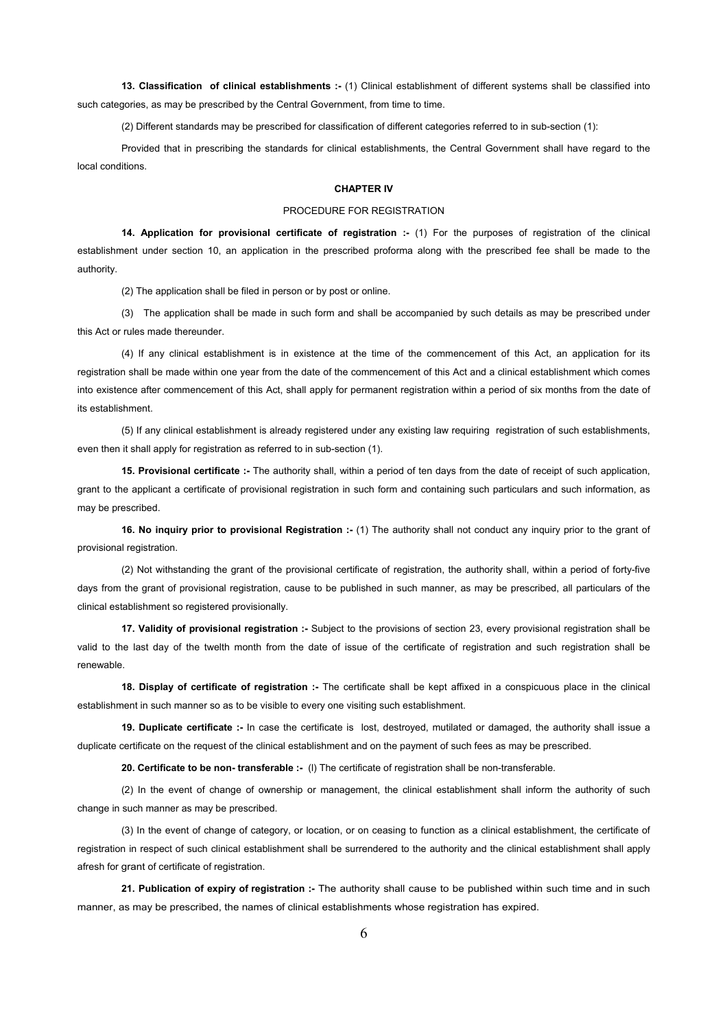**13. Classification of clinical establishments :-** (1) Clinical establishment of different systems shall be classified into such categories, as may be prescribed by the Central Government, from time to time.

(2) Different standards may be prescribed for classification of different categories referred to in sub-section (1):

Provided that in prescribing the standards for clinical establishments, the Central Government shall have regard to the local conditions.

## CHAPTER IV

### PROCEDURE FOR REGISTRATION

**14. Application for provisional certificate of registration :-** (1) For the purposes of registration of the clinical establishment under section 10, an application in the prescribed proforma along with the prescribed fee shall be made to the authority.

(2) The application shall be filed in person or by post or online.

(3) The application shall be made in such form and shall be accompanied by such details as may be prescribed under this Act or rules made thereunder.

(4) If any clinical establishment is in existence at the time of the commencement of this Act, an application for its registration shall be made within one year from the date of the commencement of this Act and a clinical establishment which comes into existence after commencement of this Act, shall apply for permanent registration within a period of six months from the date of its establishment.

(5) If any clinical establishment is already registered under any existing law requiring registration of such establishments, even then it shall apply for registration as referred to in sub-section (1).

**15. Provisional certificate :-** The authority shall, within a period of ten days from the date of receipt of such application, grant to the applicant a certificate of provisional registration in such form and containing such particulars and such information, as may be prescribed.

**16. No inquiry prior to provisional Registration :-** (1) The authority shall not conduct any inquiry prior to the grant of provisional registration.

(2) Not withstanding the grant of the provisional certificate of registration, the authority shall, within a period of forty-five days from the grant of provisional registration, cause to be published in such manner, as may be prescribed, all particulars of the clinical establishment so registered provisionally.

**17. Validity of provisional registration :-** Subject to the provisions of section 23, every provisional registration shall be valid to the last day of the twelth month from the date of issue of the certificate of registration and such registration shall be renewable.

**18. Display of certificate of registration :-** The certificate shall be kept affixed in a conspicuous place in the clinical establishment in such manner so as to be visible to every one visiting such establishment.

**19. Duplicate certificate :-** In case the certificate is lost, destroyed, mutilated or damaged, the authority shall issue a duplicate certificate on the request of the clinical establishment and on the payment of such fees as may be prescribed.

**20. Certificate to be non- transferable :-** (l) The certificate of registration shall be non-transferable.

(2) In the event of change of ownership or management, the clinical establishment shall inform the authority of such change in such manner as may be prescribed.

(3) In the event of change of category, or location, or on ceasing to function as a clinical establishment, the certificate of registration in respect of such clinical establishment shall be surrendered to the authority and the clinical establishment shall apply afresh for grant of certificate of registration.

**21. Publication of expiry of registration :-** The authority shall cause to be published within such time and in such manner, as may be prescribed, the names of clinical establishments whose registration has expired.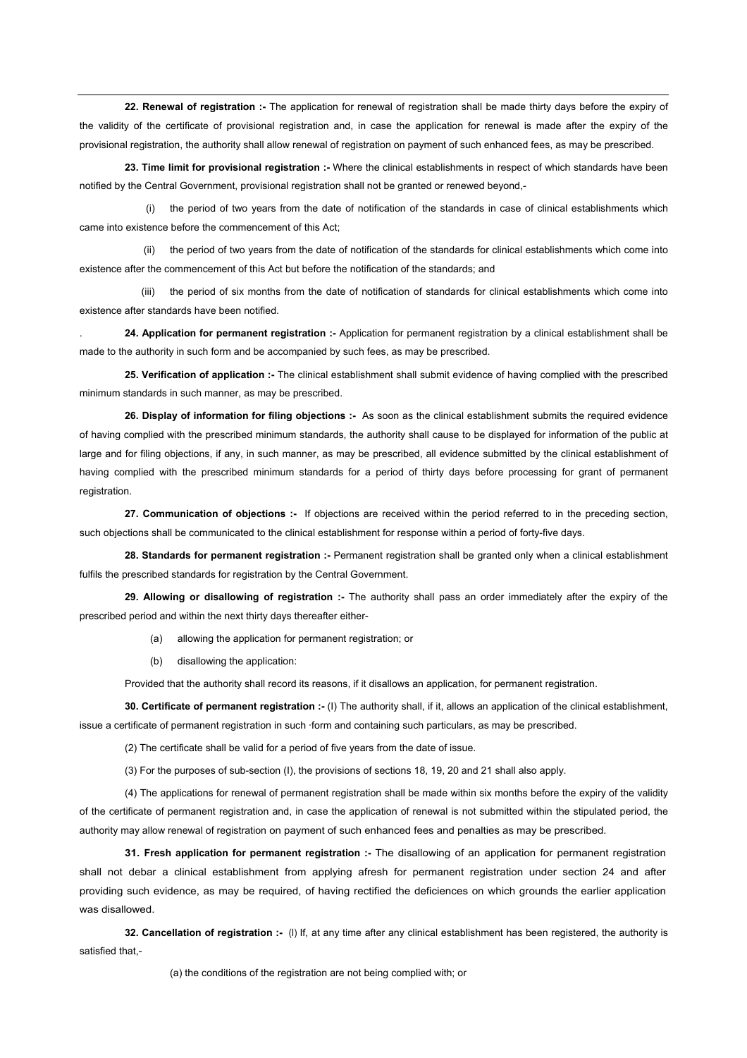**22. Renewal of registration :-** The application for renewal of registration shall be made thirty days before the expiry of the validity of the certificate of provisional registration and, in case the application for renewal is made after the expiry of the provisional registration, the authority shall allow renewal of registration on payment of such enhanced fees, as may be prescribed.

**23. Time limit for provisional registration :-** Where the clinical establishments in respect of which standards have been notified by the Central Government, provisional registration shall not be granted or renewed beyond,-

(i) the period of two years from the date of notification of the standards in case of clinical establishments which came into existence before the commencement of this Act;

(ii) the period of two years from the date of notification of the standards for clinical establishments which come into existence after the commencement of this Act but before the notification of the standards; and

(iii) the period of six months from the date of notification of standards for clinical establishments which come into existence after standards have been notified.

. **24. Application for permanent registration :-** Application for permanent registration by a clinical establishment shall be made to the authority in such form and be accompanied by such fees, as may be prescribed.

**25. Verification of application :-** The clinical establishment shall submit evidence of having complied with the prescribed minimum standards in such manner, as may be prescribed.

**26. Display of information for filing objections :-** As soon as the clinical establishment submits the required evidence of having complied with the prescribed minimum standards, the authority shall cause to be displayed for information of the public at large and for filing objections, if any, in such manner, as may be prescribed, all evidence submitted by the clinical establishment of having complied with the prescribed minimum standards for a period of thirty days before processing for grant of permanent registration.

**27. Communication of objections :-** If objections are received within the period referred to in the preceding section, such objections shall be communicated to the clinical establishment for response within a period of forty-five days.

**28. Standards for permanent registration :-** Permanent registration shall be granted only when a clinical establishment fulfils the prescribed standards for registration by the Central Government.

**29. Allowing or disallowing of registration :-** The authority shall pass an order immediately after the expiry of the prescribed period and within the next thirty days thereafter either-

(a) allowing the application for permanent registration; or

(b) disallowing the application:

Provided that the authority shall record its reasons, if it disallows an application, for permanent registration.

**30. Certificate of permanent registration :-** (l) The authority shall, if it, allows an application of the clinical establishment, issue a certificate of permanent registration in such ·form and containing such particulars, as may be prescribed.

(2) The certificate shall be valid for a period of five years from the date of issue.

(3) For the purposes of sub-section (l), the provisions of sections 18, 19, 20 and 21 shall also apply.

(4) The applications for renewal of permanent registration shall be made within six months before the expiry of the validity of the certificate of permanent registration and, in case the application of renewal is not submitted within the stipulated period, the authority may allow renewal of registration on payment of such enhanced fees and penalties as may be prescribed.

**31. Fresh application for permanent registration :-** The disallowing of an application for permanent registration shall not debar a clinical establishment from applying afresh for permanent registration under section 24 and after providing such evidence, as may be required, of having rectified the deficiences on which grounds the earlier application was disallowed.

**32. Cancellation of registration :-** (l) If, at any time after any clinical establishment has been registered, the authority is satisfied that,-

(a) the conditions of the registration are not being complied with; or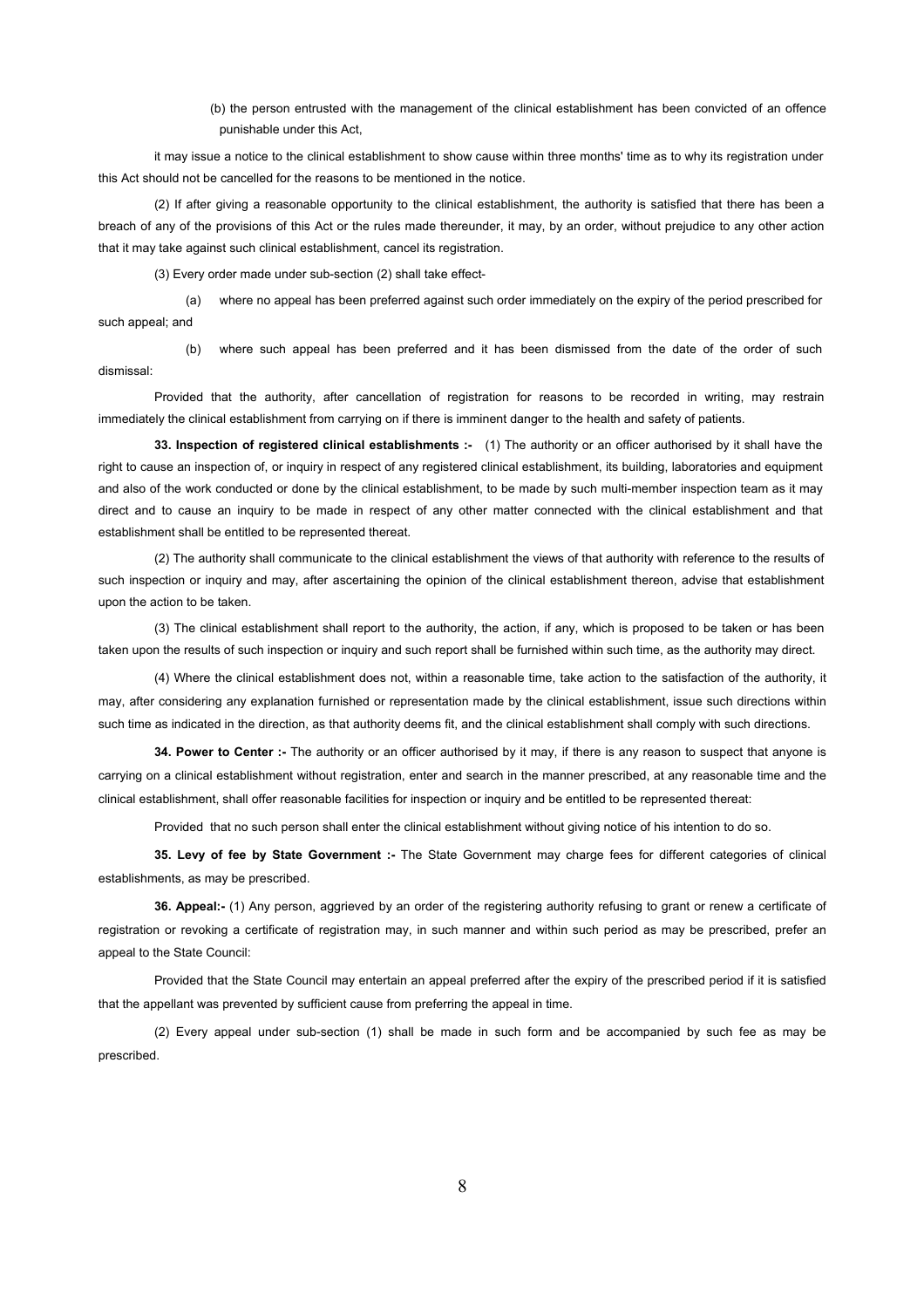(b) the person entrusted with the management of the clinical establishment has been convicted of an offence punishable under this Act,

it may issue a notice to the clinical establishment to show cause within three months' time as to why its registration under this Act should not be cancelled for the reasons to be mentioned in the notice.

(2) If after giving a reasonable opportunity to the clinical establishment, the authority is satisfied that there has been a breach of any of the provisions of this Act or the rules made thereunder, it may, by an order, without prejudice to any other action that it may take against such clinical establishment, cancel its registration.

(3) Every order made under sub-section (2) shall take effect-

(a) where no appeal has been preferred against such order immediately on the expiry of the period prescribed for such appeal; and

(b) where such appeal has been preferred and it has been dismissed from the date of the order of such dismissal:

Provided that the authority, after cancellation of registration for reasons to be recorded in writing, may restrain immediately the clinical establishment from carrying on if there is imminent danger to the health and safety of patients.

**33. Inspection of registered clinical establishments :-** (1) The authority or an officer authorised by it shall have the right to cause an inspection of, or inquiry in respect of any registered clinical establishment, its building, laboratories and equipment and also of the work conducted or done by the clinical establishment, to be made by such multi-member inspection team as it may direct and to cause an inquiry to be made in respect of any other matter connected with the clinical establishment and that establishment shall be entitled to be represented thereat.

(2) The authority shall communicate to the clinical establishment the views of that authority with reference to the results of such inspection or inquiry and may, after ascertaining the opinion of the clinical establishment thereon, advise that establishment upon the action to be taken.

(3) The clinical establishment shall report to the authority, the action, if any, which is proposed to be taken or has been taken upon the results of such inspection or inquiry and such report shall be furnished within such time, as the authority may direct.

(4) Where the clinical establishment does not, within a reasonable time, take action to the satisfaction of the authority, it may, after considering any explanation furnished or representation made by the clinical establishment, issue such directions within such time as indicated in the direction, as that authority deems fit, and the clinical establishment shall comply with such directions.

**34. Power to Center :-** The authority or an officer authorised by it may, if there is any reason to suspect that anyone is carrying on a clinical establishment without registration, enter and search in the manner prescribed, at any reasonable time and the clinical establishment, shall offer reasonable facilities for inspection or inquiry and be entitled to be represented thereat:

Provided that no such person shall enter the clinical establishment without giving notice of his intention to do so.

**35. Levy of fee by State Government :-** The State Government may charge fees for different categories of clinical establishments, as may be prescribed.

**36. Appeal:-** (1) Any person, aggrieved by an order of the registering authority refusing to grant or renew a certificate of registration or revoking a certificate of registration may, in such manner and within such period as may be prescribed, prefer an appeal to the State Council:

Provided that the State Council may entertain an appeal preferred after the expiry of the prescribed period if it is satisfied that the appellant was prevented by sufficient cause from preferring the appeal in time.

(2) Every appeal under sub-section (1) shall be made in such form and be accompanied by such fee as may be prescribed.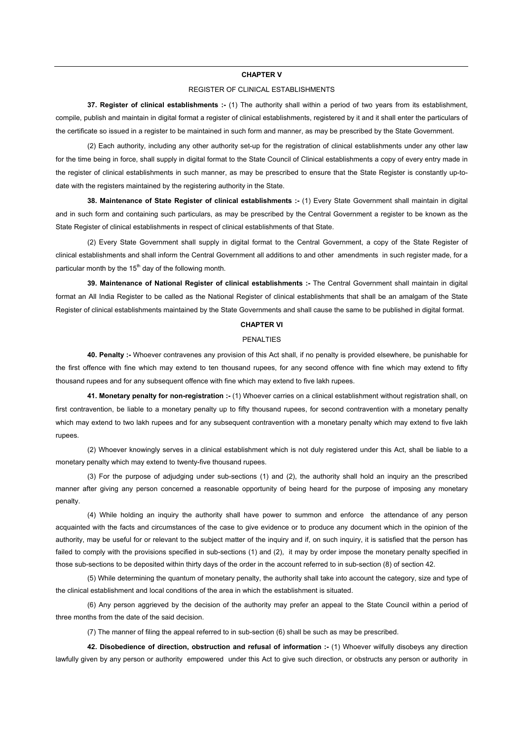## CHAPTER V

REGISTER OF CLINICAL ESTABLISHMENTS

**37. Register of clinical establishments :-** (1) The authority shall within a period of two years from its establishment, compile, publish and maintain in digital format a register of clinical establishments, registered by it and it shall enter the particulars of the certificate so issued in a register to be maintained in such form and manner, as may be prescribed by the State Government.

(2) Each authority, including any other authority set-up for the registration of clinical establishments under any other law for the time being in force, shall supply in digital format to the State Council of Clinical establishments a copy of every entry made in the register of clinical establishments in such manner, as may be prescribed to ensure that the State Register is constantly up-to-date with the registers maintained by the registering authority in the State.

**38. Maintenance of State Register of clinical establishments :-** (1) Every State Government shall maintain in digital and in such form and containing such particulars, as may be prescribed by the Central Government a register to be known as the State Register of clinical establishments in respect of clinical establishments of that State.

(2) Every State Government shall supply in digital format to the Central Government, a copy of the State Register of clinical establishments and shall inform the Central Government all additions to and other amendments in such register made, for a particular month by the 15th day of the following month.

**39. Maintenance of National Register of clinical establishments :-** The Central Government shall maintain in digital format an All India Register to be called as the National Register of clinical establishments that shall be an amalgam of the State Register of clinical establishments maintained by the State Governments and shall cause the same to be published in digital format.

## CHAPTER VI

PENALTIES

**40. Penalty :-** Whoever contravenes any provision of this Act shall, if no penalty is provided elsewhere, be punishable for the first offence with fine which may extend to ten thousand rupees, for any second offence with fine which may extend to fifty thousand rupees and for any subsequent offence with fine which may extend to five lakh rupees.

**41. Monetary penalty for non-registration :-** (1) Whoever carries on a clinical establishment without registration shall, on first contravention, be liable to a monetary penalty up to fifty thousand rupees, for second contravention with a monetary penalty which may extend to two lakh rupees and for any subsequent contravention with a monetary penalty which may extend to five lakh rupees.

(2) Whoever knowingly serves in a clinical establishment which is not duly registered under this Act, shall be liable to a monetary penalty which may extend to twenty-five thousand rupees.

(3) For the purpose of adjudging under sub-sections (1) and (2), the authority shall hold an inquiry an the prescribed manner after giving any person concerned a reasonable opportunity of being heard for the purpose of imposing any monetary penalty.

(4) While holding an inquiry the authority shall have power to summon and enforce the attendance of any person acquainted with the facts and circumstances of the case to give evidence or to produce any document which in the opinion of the authority, may be useful for or relevant to the subject matter of the inquiry and if, on such inquiry, it is satisfied that the person has failed to comply with the provisions specified in sub-sections (1) and (2), it may by order impose the monetary penalty specified in those sub-sections to be deposited within thirty days of the order in the account referred to in sub-section (8) of section 42.

(5) While determining the quantum of monetary penalty, the authority shall take into account the category, size and type of the clinical establishment and local conditions of the area in which the establishment is situated.

(6) Any person aggrieved by the decision of the authority may prefer an appeal to the State Council within a period of three months from the date of the said decision.

(7) The manner of filing the appeal referred to in sub-section (6) shall be such as may be prescribed.

**42. Disobedience of direction, obstruction and refusal of information :-** (1) Whoever wilfully disobeys any direction lawfully given by any person or authority empowered under this Act to give such direction, or obstructs any person or authority in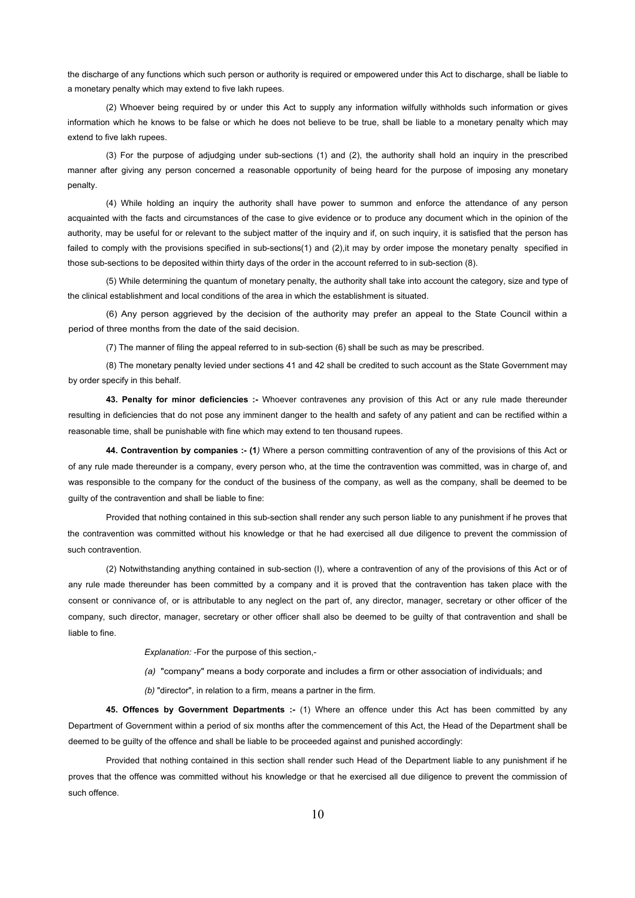the discharge of any functions which such person or authority is required or empowered under this Act to discharge, shall be liable to a monetary penalty which may extend to five lakh rupees.

(2) Whoever being required by or under this Act to supply any information wilfully withholds such information or gives information which he knows to be false or which he does not believe to be true, shall be liable to a monetary penalty which may extend to five lakh rupees.

(3) For the purpose of adjudging under sub-sections (1) and (2), the authority shall hold an inquiry in the prescribed manner after giving any person concerned a reasonable opportunity of being heard for the purpose of imposing any monetary penalty.

(4) While holding an inquiry the authority shall have power to summon and enforce the attendance of any person acquainted with the facts and circumstances of the case to give evidence or to produce any document which in the opinion of the authority, may be useful for or relevant to the subject matter of the inquiry and if, on such inquiry, it is satisfied that the person has failed to comply with the provisions specified in sub-sections(1) and (2),it may by order impose the monetary penalty specified in those sub-sections to be deposited within thirty days of the order in the account referred to in sub-section (8).

(5) While determining the quantum of monetary penalty, the authority shall take into account the category, size and type of the clinical establishment and local conditions of the area in which the establishment is situated.

(6) Any person aggrieved by the decision of the authority may prefer an appeal to the State Council within a period of three months from the date of the said decision.

(7) The manner of filing the appeal referred to in sub-section (6) shall be such as may be prescribed.

(8) The monetary penalty levied under sections 41 and 42 shall be credited to such account as the State Government may by order specify in this behalf.

**43. Penalty for minor deficiencies :-** Whoever contravenes any provision of this Act or any rule made thereunder resulting in deficiencies that do not pose any imminent danger to the health and safety of any patient and can be rectified within a reasonable time, shall be punishable with fine which may extend to ten thousand rupees.

**44. Contravention by companies :- (1***)* Where a person committing contravention of any of the provisions of this Act or of any rule made thereunder is a company, every person who, at the time the contravention was committed, was in charge of, and was responsible to the company for the conduct of the business of the company, as well as the company, shall be deemed to be guilty of the contravention and shall be liable to fine:

Provided that nothing contained in this sub-section shall render any such person liable to any punishment if he proves that the contravention was committed without his knowledge or that he had exercised all due diligence to prevent the commission of such contravention.

(2) Notwithstanding anything contained in sub-section (I), where a contravention of any of the provisions of this Act or of any rule made thereunder has been committed by a company and it is proved that the contravention has taken place with the consent or connivance of, or is attributable to any neglect on the part of, any director, manager, secretary or other officer of the company, such director, manager, secretary or other officer shall also be deemed to be guilty of that contravention and shall be liable to fine.

*Explanation:* -For the purpose of this section,-

*(a)* "company" means a body corporate and includes a firm or other association of individuals; and

*(b)* "director", in relation to a firm, means a partner in the firm.

**45. Offences by Government Departments :-** (1) Where an offence under this Act has been committed by any Department of Government within a period of six months after the commencement of this Act, the Head of the Department shall be deemed to be guilty of the offence and shall be liable to be proceeded against and punished accordingly:

Provided that nothing contained in this section shall render such Head of the Department liable to any punishment if he proves that the offence was committed without his knowledge or that he exercised all due diligence to prevent the commission of such offence.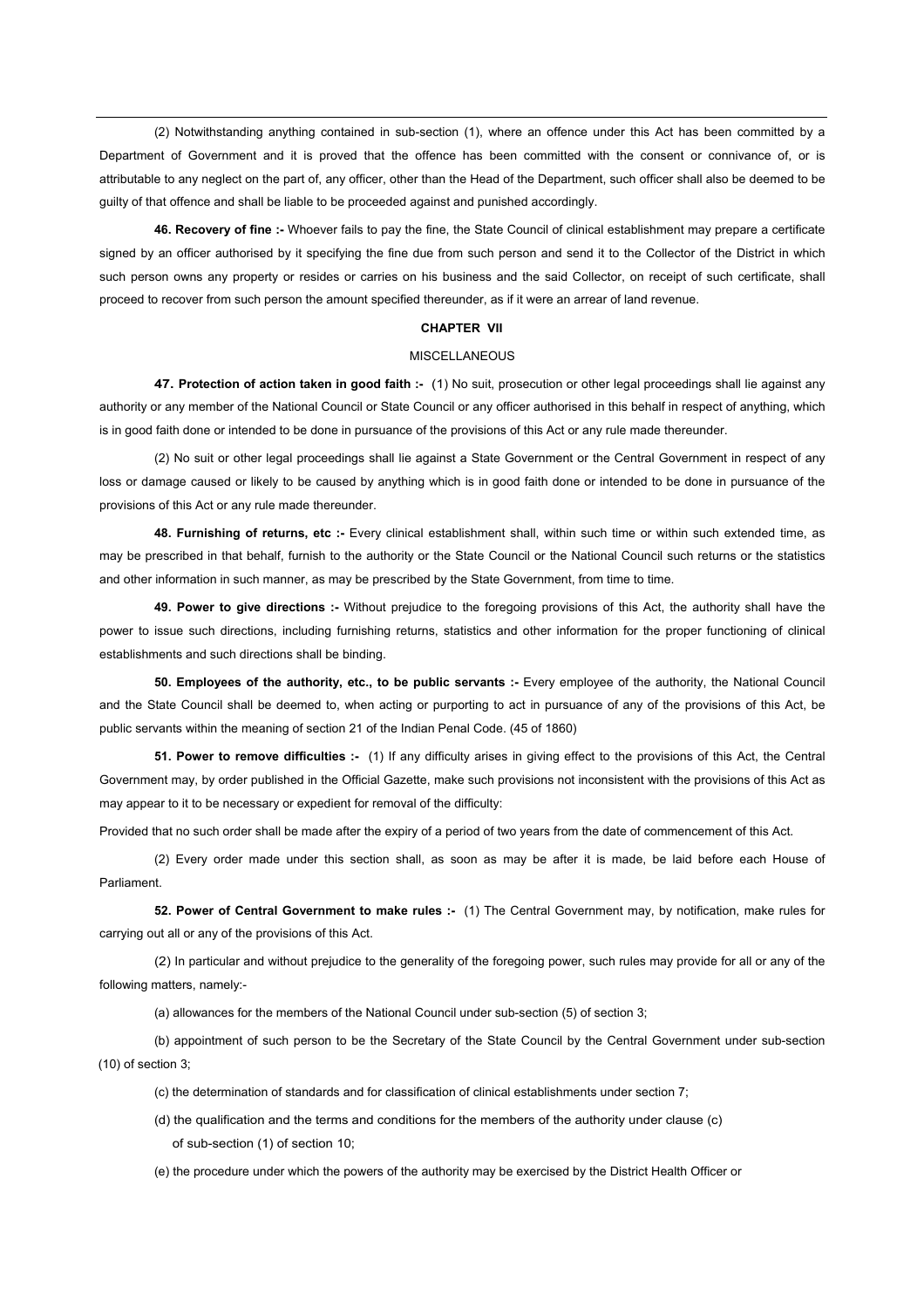(2) Notwithstanding anything contained in sub-section (1), where an offence under this Act has been committed by a Department of Government and it is proved that the offence has been committed with the consent or connivance of, or is attributable to any neglect on the part of, any officer, other than the Head of the Department, such officer shall also be deemed to be guilty of that offence and shall be liable to be proceeded against and punished accordingly.

**46. Recovery of fine :-** Whoever fails to pay the fine, the State Council of clinical establishment may prepare a certificate signed by an officer authorised by it specifying the fine due from such person and send it to the Collector of the District in which such person owns any property or resides or carries on his business and the said Collector, on receipt of such certificate, shall proceed to recover from such person the amount specified thereunder, as if it were an arrear of land revenue.

## CHAPTER VII

### MISCELLANEOUS

**47. Protection of action taken in good faith :-** (1) No suit, prosecution or other legal proceedings shall lie against any authority or any member of the National Council or State Council or any officer authorised in this behalf in respect of anything, which is in good faith done or intended to be done in pursuance of the provisions of this Act or any rule made thereunder.

(2) No suit or other legal proceedings shall lie against a State Government or the Central Government in respect of any loss or damage caused or likely to be caused by anything which is in good faith done or intended to be done in pursuance of the provisions of this Act or any rule made thereunder.

**48. Furnishing of returns, etc :-** Every clinical establishment shall, within such time or within such extended time, as may be prescribed in that behalf, furnish to the authority or the State Council or the National Council such returns or the statistics and other information in such manner, as may be prescribed by the State Government, from time to time.

**49. Power to give directions :-** Without prejudice to the foregoing provisions of this Act, the authority shall have the power to issue such directions, including furnishing returns, statistics and other information for the proper functioning of clinical establishments and such directions shall be binding.

**50. Employees of the authority, etc., to be public servants :-** Every employee of the authority, the National Council and the State Council shall be deemed to, when acting or purporting to act in pursuance of any of the provisions of this Act, be public servants within the meaning of section 21 of the Indian Penal Code. (45 of 1860)

**51. Power to remove difficulties :-** (1) If any difficulty arises in giving effect to the provisions of this Act, the Central Government may, by order published in the Official Gazette, make such provisions not inconsistent with the provisions of this Act as may appear to it to be necessary or expedient for removal of the difficulty:

Provided that no such order shall be made after the expiry of a period of two years from the date of commencement of this Act.

(2) Every order made under this section shall, as soon as may be after it is made, be laid before each House of Parliament.

**52. Power of Central Government to make rules :-** (1) The Central Government may, by notification, make rules for carrying out all or any of the provisions of this Act.

(2) In particular and without prejudice to the generality of the foregoing power, such rules may provide for all or any of the following matters, namely:-

(a) allowances for the members of the National Council under sub-section (5) of section 3;

(b) appointment of such person to be the Secretary of the State Council by the Central Government under sub-section (10) of section 3;

(c) the determination of standards and for classification of clinical establishments under section 7;

(d) the qualification and the terms and conditions for the members of the authority under clause (c) of sub-section (1) of section 10;

(e) the procedure under which the powers of the authority may be exercised by the District Health Officer or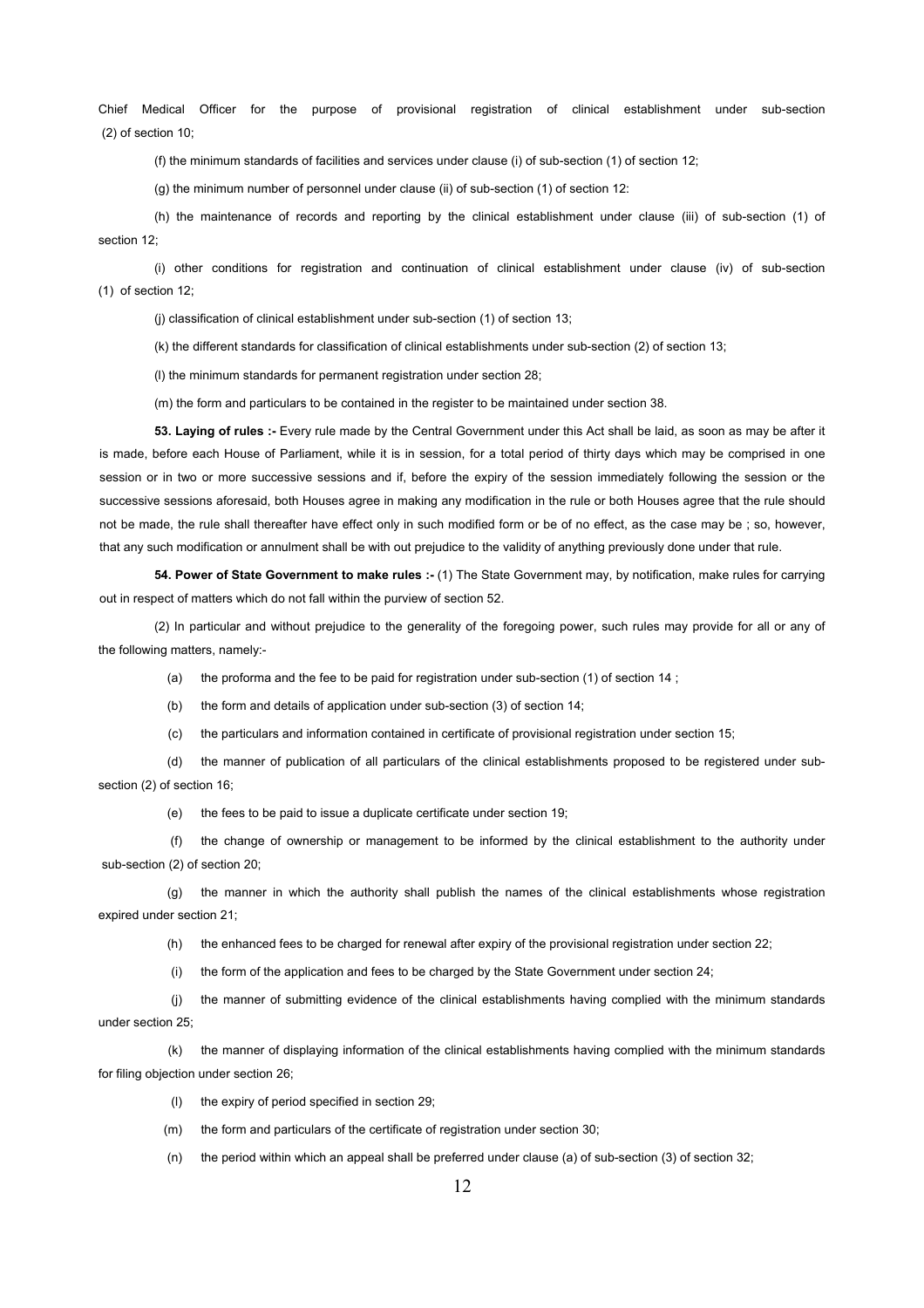Chief Medical Officer for the purpose of provisional registration of clinical establishment under sub-section (2) of section 10;

(f) the minimum standards of facilities and services under clause (i) of sub-section (1) of section 12;

(g) the minimum number of personnel under clause (ii) of sub-section (1) of section 12:

(h) the maintenance of records and reporting by the clinical establishment under clause (iii) of sub-section (1) of section 12;

(i) other conditions for registration and continuation of clinical establishment under clause (iv) of sub-section (1) of section 12;

(j) classification of clinical establishment under sub-section (1) of section 13;

(k) the different standards for classification of clinical establishments under sub-section (2) of section 13;

(l) the minimum standards for permanent registration under section 28;

(m) the form and particulars to be contained in the register to be maintained under section 38.

**53. Laying of rules :-** Every rule made by the Central Government under this Act shall be laid, as soon as may be after it is made, before each House of Parliament, while it is in session, for a total period of thirty days which may be comprised in one session or in two or more successive sessions and if, before the expiry of the session immediately following the session or the successive sessions aforesaid, both Houses agree in making any modification in the rule or both Houses agree that the rule should not be made, the rule shall thereafter have effect only in such modified form or be of no effect, as the case may be ; so, however, that any such modification or annulment shall be with out prejudice to the validity of anything previously done under that rule.

**54. Power of State Government to make rules :-** (1) The State Government may, by notification, make rules for carrying out in respect of matters which do not fall within the purview of section 52.

(2) In particular and without prejudice to the generality of the foregoing power, such rules may provide for all or any of the following matters, namely:-

(a) the proforma and the fee to be paid for registration under sub-section (1) of section 14 ;

(b) the form and details of application under sub-section (3) of section 14;

(c) the particulars and information contained in certificate of provisional registration under section 15;

(d) the manner of publication of all particulars of the clinical establishments proposed to be registered under sub-section (2) of section 16;

(e) the fees to be paid to issue a duplicate certificate under section 19;

(f) the change of ownership or management to be informed by the clinical establishment to the authority under sub-section (2) of section 20;

(g) the manner in which the authority shall publish the names of the clinical establishments whose registration expired under section 21;

(h) the enhanced fees to be charged for renewal after expiry of the provisional registration under section 22;

(i) the form of the application and fees to be charged by the State Government under section 24;

(j) the manner of submitting evidence of the clinical establishments having complied with the minimum standards under section 25;

(k) the manner of displaying information of the clinical establishments having complied with the minimum standards for filing objection under section 26;

(l) the expiry of period specified in section 29;

(m) the form and particulars of the certificate of registration under section 30;

(n) the period within which an appeal shall be preferred under clause (a) of sub-section (3) of section 32;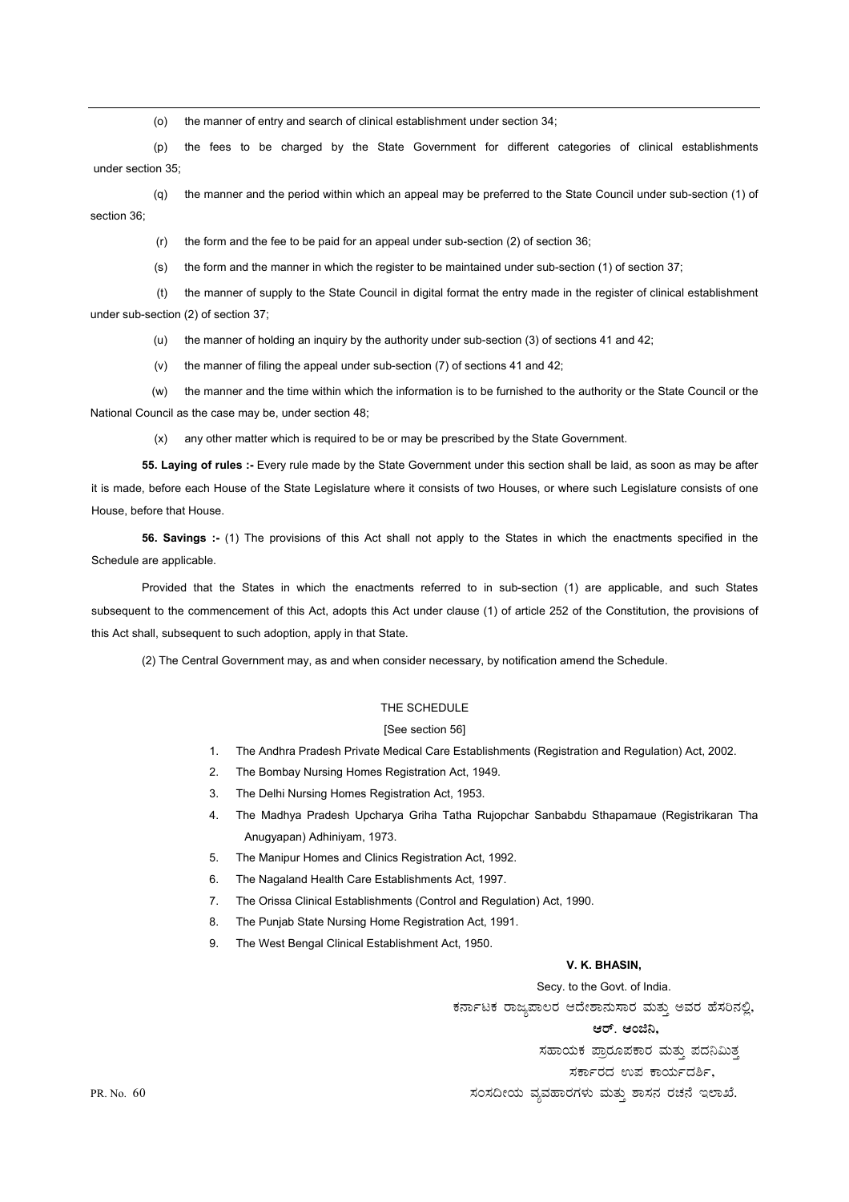(o) the manner of entry and search of clinical establishment under section 34;

(p) the fees to be charged by the State Government for different categories of clinical establishments under section 35;

(q) the manner and the period within which an appeal may be preferred to the State Council under sub-section (1) of section 36;

(r) the form and the fee to be paid for an appeal under sub-section (2) of section 36;

(s) the form and the manner in which the register to be maintained under sub-section (1) of section 37;

(t) the manner of supply to the State Council in digital format the entry made in the register of clinical establishment under sub-section (2) of section 37;

(u) the manner of holding an inquiry by the authority under sub-section (3) of sections 41 and 42;

(v) the manner of filing the appeal under sub-section (7) of sections 41 and 42;

(w) the manner and the time within which the information is to be furnished to the authority or the State Council or the National Council as the case may be, under section 48;

(x) any other matter which is required to be or may be prescribed by the State Government.

**55. Laying of rules :-** Every rule made by the State Government under this section shall be laid, as soon as may be after it is made, before each House of the State Legislature where it consists of two Houses, or where such Legislature consists of one House, before that House.

**56. Savings :-** (1) The provisions of this Act shall not apply to the States in which the enactments specified in the Schedule are applicable.

Provided that the States in which the enactments referred to in sub-section (1) are applicable, and such States subsequent to the commencement of this Act, adopts this Act under clause (1) of article 252 of the Constitution, the provisions of this Act shall, subsequent to such adoption, apply in that State.

(2) The Central Government may, as and when consider necessary, by notification amend the Schedule.

THE SCHEDULE

[See section 56]

1. The Andhra Pradesh Private Medical Care Establishments (Registration and Regulation) Act, 2002.
2. The Bombay Nursing Homes Registration Act, 1949.
3. The Delhi Nursing Homes Registration Act, 1953.
4. The Madhya Pradesh Upcharya Griha Tatha Rujopchar Sanbabdu Sthapamaue (Registrikaran Tha Anugyapan) Adhiniyam, 1973.
5. The Manipur Homes and Clinics Registration Act, 1992.
6. The Nagaland Health Care Establishments Act, 1997.
7. The Orissa Clinical Establishments (Control and Regulation) Act, 1990.
8. The Punjab State Nursing Home Registration Act, 1991.
9. The West Bengal Clinical Establishment Act, 1950.

**V. K. BHASIN,**

Secy. to the Govt. of India.

ಕರ್ನಾಟಕ ರಾಜ್ಯಪಾಲರ ಆದೇಶಾನುಸಾರ ಮತ್ತು ಅವರ ಹೆಸರಿನಲ್ಲಿ,

**ಆರ್. ಆಂಜಿನಿ,**

ಸಹಾಯಕ ಪ್ರಾರೂಪಕಾರ ಮತ್ತು ಪದನಿಮಿತ್ತ

ಸರ್ಕಾರದ ಉಪ ಕಾರ್ಯದರ್ಶಿ,

ಸಂಸದೀಯ ವ್ಯವಹಾರಗಳು ಮತ್ತು ಶಾಸನ ರಚನೆ ಇಲಾಖೆ.

PR. No. 60